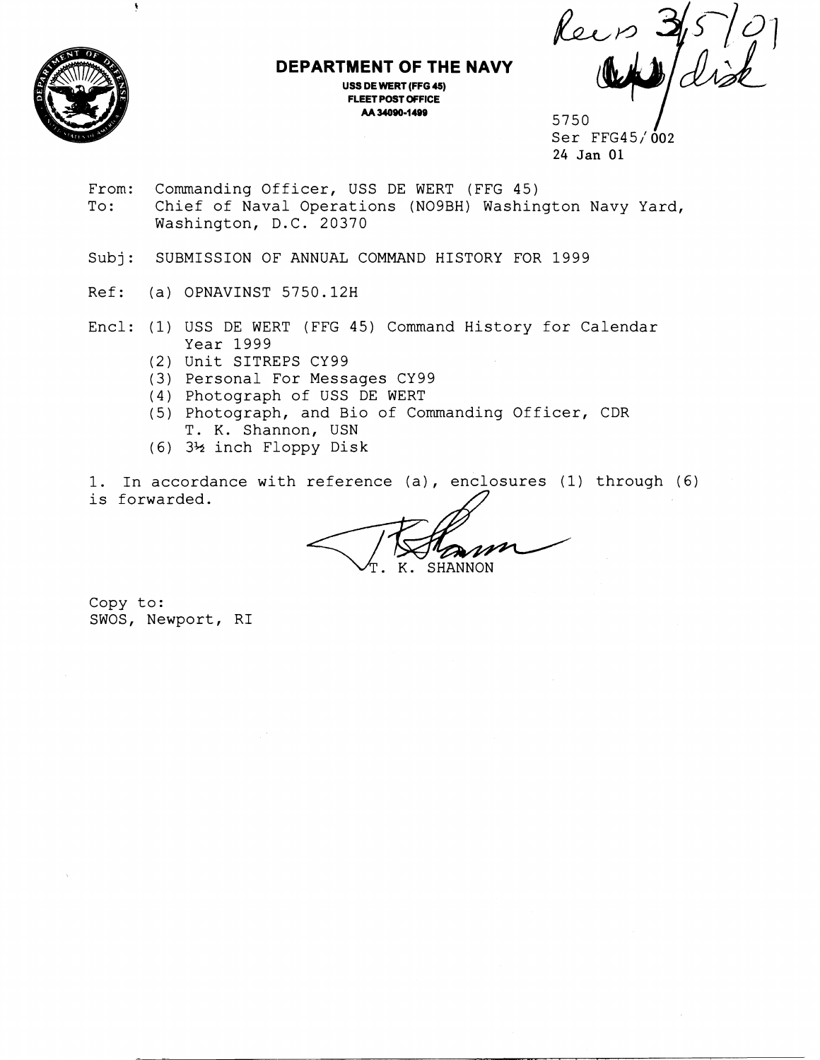**DEPARTMENT OF THE NAVY**

USS DE WERT (FFG 45)
FLEET POST OFFICE
AA 34090-1499

Recvs 3/5/01
/disk

5750
Ser FFG45/002
24 Jan 01

From: Commanding Officer, USS DE WERT (FFG 45)
To: Chief of Naval Operations (NO9BH) Washington Navy Yard, Washington, D.C. 20370

Subj: SUBMISSION OF ANNUAL COMMAND HISTORY FOR 1999

Ref: (a) OPNAVINST 5750.12H

Encl: (1) USS DE WERT (FFG 45) Command History for Calendar Year 1999
(2) Unit SITREPS CY99
(3) Personal For Messages CY99
(4) Photograph of USS DE WERT
(5) Photograph, and Bio of Commanding Officer, CDR T. K. Shannon, USN
(6) 3½ inch Floppy Disk

1. In accordance with reference (a), enclosures (1) through (6) is forwarded.

T. K. SHANNON

Copy to:
SWOS, Newport, RI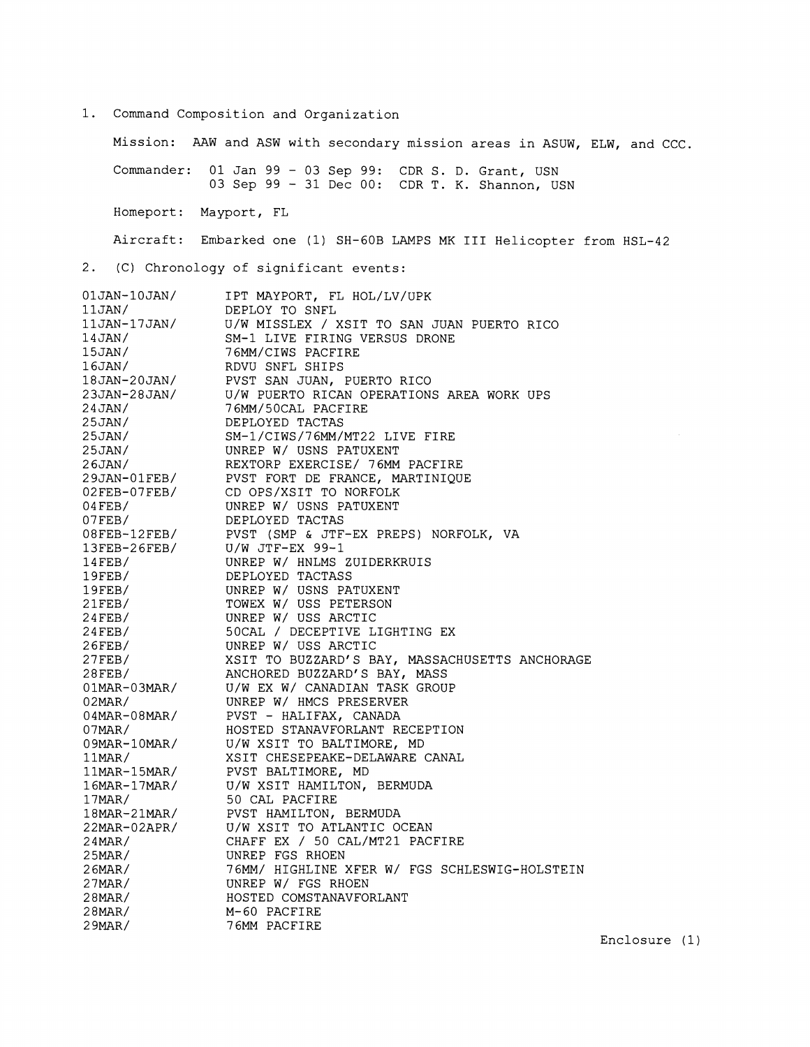1. Command Composition and Organization

Mission: AAW and ASW with secondary mission areas in ASUW, ELW, and CCC.

Commander: 01 Jan 99 - 03 Sep 99: CDR S. D. Grant, USN
03 Sep 99 - 31 Dec 00: CDR T. K. Shannon, USN

Homeport: Mayport, FL

Aircraft: Embarked one (1) SH-60B LAMPS MK III Helicopter from HSL-42

2. (C) Chronology of significant events:

| | |
|---|---|
| 01JAN-10JAN/ | IPT MAYPORT, FL HOL/LV/UPK |
| 11JAN/ | DEPLOY TO SNFL |
| 11JAN-17JAN/ | U/W MISSLEX / XSIT TO SAN JUAN PUERTO RICO |
| 14JAN/ | SM-1 LIVE FIRING VERSUS DRONE |
| 15JAN/ | 76MM/CIWS PACFIRE |
| 16JAN/ | RDVU SNFL SHIPS |
| 18JAN-20JAN/ | PVST SAN JUAN, PUERTO RICO |
| 23JAN-28JAN/ | U/W PUERTO RICAN OPERATIONS AREA WORK UPS |
| 24JAN/ | 76MM/50CAL PACFIRE |
| 25JAN/ | DEPLOYED TACTAS |
| 25JAN/ | SM-1/CIWS/76MM/MT22 LIVE FIRE |
| 25JAN/ | UNREP W/ USNS PATUXENT |
| 26JAN/ | REXTORP EXERCISE/ 76MM PACFIRE |
| 29JAN-01FEB/ | PVST FORT DE FRANCE, MARTINIQUE |
| 02FEB-07FEB/ | CD OPS/XSIT TO NORFOLK |
| 04FEB/ | UNREP W/ USNS PATUXENT |
| 07FEB/ | DEPLOYED TACTAS |
| 08FEB-12FEB/ | PVST (SMP & JTF-EX PREPS) NORFOLK, VA |
| 13FEB-26FEB/ | U/W JTF-EX 99-1 |
| 14FEB/ | UNREP W/ HNLMS ZUIDERKRUIS |
| 19FEB/ | DEPLOYED TACTASS |
| 19FEB/ | UNREP W/ USNS PATUXENT |
| 21FEB/ | TOWEX W/ USS PETERSON |
| 24FEB/ | UNREP W/ USS ARCTIC |
| 24FEB/ | 50CAL / DECEPTIVE LIGHTING EX |
| 26FEB/ | UNREP W/ USS ARCTIC |
| 27FEB/ | XSIT TO BUZZARD'S BAY, MASSACHUSETTS ANCHORAGE |
| 28FEB/ | ANCHORED BUZZARD'S BAY, MASS |
| 01MAR-03MAR/ | U/W EX W/ CANADIAN TASK GROUP |
| 02MAR/ | UNREP W/ HMCS PRESERVER |
| 04MAR-08MAR/ | PVST - HALIFAX, CANADA |
| 07MAR/ | HOSTED STANAVFORLANT RECEPTION |
| 09MAR-10MAR/ | U/W XSIT TO BALTIMORE, MD |
| 11MAR/ | XSIT CHESEPEAKE-DELAWARE CANAL |
| 11MAR-15MAR/ | PVST BALTIMORE, MD |
| 16MAR-17MAR/ | U/W XSIT HAMILTON, BERMUDA |
| 17MAR/ | 50 CAL PACFIRE |
| 18MAR-21MAR/ | PVST HAMILTON, BERMUDA |
| 22MAR-02APR/ | U/W XSIT TO ATLANTIC OCEAN |
| 24MAR/ | CHAFF EX / 50 CAL/MT21 PACFIRE |
| 25MAR/ | UNREP FGS RHOEN |
| 26MAR/ | 76MM/ HIGHLINE XFER W/ FGS SCHLESWIG-HOLSTEIN |
| 27MAR/ | UNREP W/ FGS RHOEN |
| 28MAR/ | HOSTED COMSTANAVFORLANT |
| 28MAR/ | M-60 PACFIRE |
| 29MAR/ | 76MM PACFIRE |

Enclosure (1)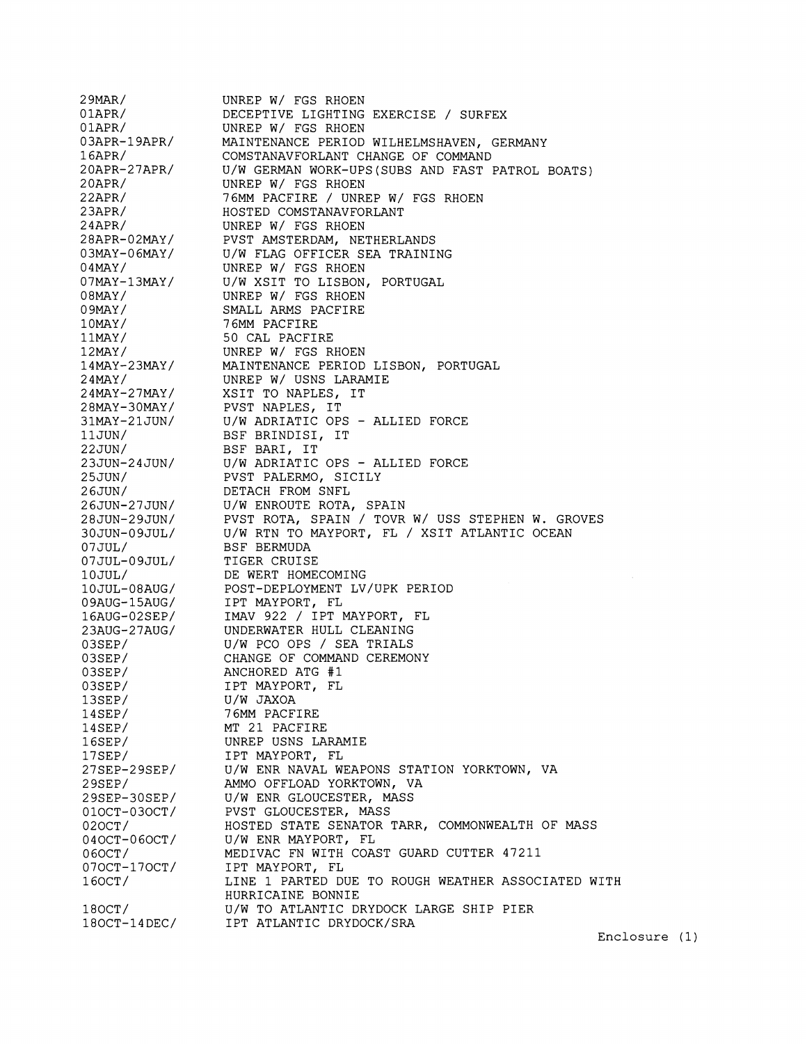| | |
|---|---|
| 29MAR/ | UNREP W/ FGS RHOEN |
| 01APR/ | DECEPTIVE LIGHTING EXERCISE / SURFEX |
| 01APR/ | UNREP W/ FGS RHOEN |
| 03APR-19APR/ | MAINTENANCE PERIOD WILHELMSHAVEN, GERMANY |
| 16APR/ | COMSTANAVFORLANT CHANGE OF COMMAND |
| 20APR-27APR/ | U/W GERMAN WORK-UPS(SUBS AND FAST PATROL BOATS) |
| 20APR/ | UNREP W/ FGS RHOEN |
| 22APR/ | 76MM PACFIRE / UNREP W/ FGS RHOEN |
| 23APR/ | HOSTED COMSTANAVFORLANT |
| 24APR/ | UNREP W/ FGS RHOEN |
| 28APR-02MAY/ | PVST AMSTERDAM, NETHERLANDS |
| 03MAY-06MAY/ | U/W FLAG OFFICER SEA TRAINING |
| 04MAY/ | UNREP W/ FGS RHOEN |
| 07MAY-13MAY/ | U/W XSIT TO LISBON, PORTUGAL |
| 08MAY/ | UNREP W/ FGS RHOEN |
| 09MAY/ | SMALL ARMS PACFIRE |
| 10MAY/ | 76MM PACFIRE |
| 11MAY/ | 50 CAL PACFIRE |
| 12MAY/ | UNREP W/ FGS RHOEN |
| 14MAY-23MAY/ | MAINTENANCE PERIOD LISBON, PORTUGAL |
| 24MAY/ | UNREP W/ USNS LARAMIE |
| 24MAY-27MAY/ | XSIT TO NAPLES, IT |
| 28MAY-30MAY/ | PVST NAPLES, IT |
| 31MAY-21JUN/ | U/W ADRIATIC OPS - ALLIED FORCE |
| 11JUN/ | BSF BRINDISI, IT |
| 22JUN/ | BSF BARI, IT |
| 23JUN-24JUN/ | U/W ADRIATIC OPS - ALLIED FORCE |
| 25JUN/ | PVST PALERMO, SICILY |
| 26JUN/ | DETACH FROM SNFL |
| 26JUN-27JUN/ | U/W ENROUTE ROTA, SPAIN |
| 28JUN-29JUN/ | PVST ROTA, SPAIN / TOVR W/ USS STEPHEN W. GROVES |
| 30JUN-09JUL/ | U/W RTN TO MAYPORT, FL / XSIT ATLANTIC OCEAN |
| 07JUL/ | BSF BERMUDA |
| 07JUL-09JUL/ | TIGER CRUISE |
| 10JUL/ | DE WERT HOMECOMING |
| 10JUL-08AUG/ | POST-DEPLOYMENT LV/UPK PERIOD |
| 09AUG-15AUG/ | IPT MAYPORT, FL |
| 16AUG-02SEP/ | IMAV 922 / IPT MAYPORT, FL |
| 23AUG-27AUG/ | UNDERWATER HULL CLEANING |
| 03SEP/ | U/W PCO OPS / SEA TRIALS |
| 03SEP/ | CHANGE OF COMMAND CEREMONY |
| 03SEP/ | ANCHORED ATG #1 |
| 03SEP/ | IPT MAYPORT, FL |
| 13SEP/ | U/W JAXOA |
| 14SEP/ | 76MM PACFIRE |
| 14SEP/ | MT 21 PACFIRE |
| 16SEP/ | UNREP USNS LARAMIE |
| 17SEP/ | IPT MAYPORT, FL |
| 27SEP-29SEP/ | U/W ENR NAVAL WEAPONS STATION YORKTOWN, VA |
| 29SEP/ | AMMO OFFLOAD YORKTOWN, VA |
| 29SEP-30SEP/ | U/W ENR GLOUCESTER, MASS |
| 01OCT-03OCT/ | PVST GLOUCESTER, MASS |
| 02OCT/ | HOSTED STATE SENATOR TARR, COMMONWEALTH OF MASS |
| 04OCT-06OCT/ | U/W ENR MAYPORT, FL |
| 06OCT/ | MEDIVAC FN WITH COAST GUARD CUTTER 47211 |
| 07OCT-17OCT/ | IPT MAYPORT, FL |
| 16OCT/ | LINE 1 PARTED DUE TO ROUGH WEATHER ASSOCIATED WITH HURRICAINE BONNIE |
| 18OCT/ | U/W TO ATLANTIC DRYDOCK LARGE SHIP PIER |
| 18OCT-14DEC/ | IPT ATLANTIC DRYDOCK/SRA |

Enclosure (1)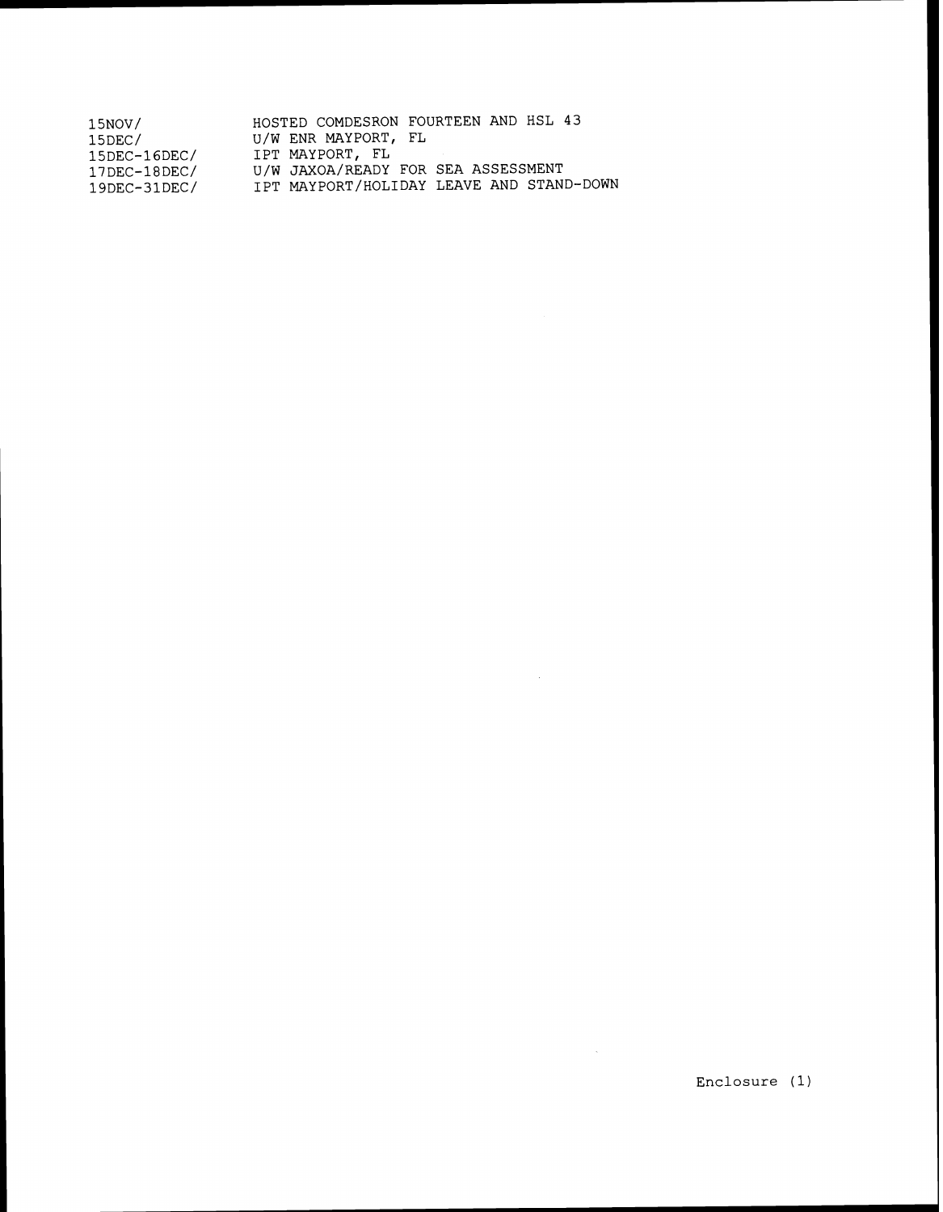| | |
|---|---|
| 15NOV/ | HOSTED COMDESRON FOURTEEN AND HSL 43 |
| 15DEC/ | U/W ENR MAYPORT, FL |
| 15DEC-16DEC/ | IPT MAYPORT, FL |
| 17DEC-18DEC/ | U/W JAXOA/READY FOR SEA ASSESSMENT |
| 19DEC-31DEC/ | IPT MAYPORT/HOLIDAY LEAVE AND STAND-DOWN |

Enclosure (1)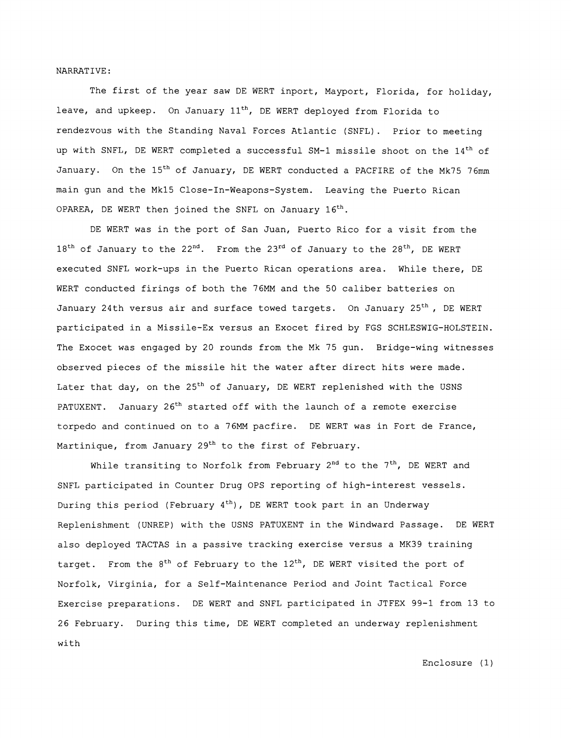NARRATIVE:

The first of the year saw DE WERT inport, Mayport, Florida, for holiday, leave, and upkeep. On January 11th, DE WERT deployed from Florida to rendezvous with the Standing Naval Forces Atlantic (SNFL). Prior to meeting up with SNFL, DE WERT completed a successful SM-1 missile shoot on the 14th of January. On the 15th of January, DE WERT conducted a PACFIRE of the Mk75 76mm main gun and the Mk15 Close-In-Weapons-System. Leaving the Puerto Rican OPAREA, DE WERT then joined the SNFL on January 16th.

DE WERT was in the port of San Juan, Puerto Rico for a visit from the 18th of January to the 22nd. From the 23rd of January to the 28th, DE WERT executed SNFL work-ups in the Puerto Rican operations area. While there, DE WERT conducted firings of both the 76MM and the 50 caliber batteries on January 24th versus air and surface towed targets. On January 25th , DE WERT participated in a Missile-Ex versus an Exocet fired by FGS SCHLESWIG-HOLSTEIN. The Exocet was engaged by 20 rounds from the Mk 75 gun. Bridge-wing witnesses observed pieces of the missile hit the water after direct hits were made. Later that day, on the 25th of January, DE WERT replenished with the USNS PATUXENT. January 26th started off with the launch of a remote exercise torpedo and continued on to a 76MM pacfire. DE WERT was in Fort de France, Martinique, from January 29th to the first of February.

While transiting to Norfolk from February 2nd to the 7th, DE WERT and SNFL participated in Counter Drug OPS reporting of high-interest vessels. During this period (February 4th), DE WERT took part in an Underway Replenishment (UNREP) with the USNS PATUXENT in the Windward Passage. DE WERT also deployed TACTAS in a passive tracking exercise versus a MK39 training target. From the 8th of February to the 12th, DE WERT visited the port of Norfolk, Virginia, for a Self-Maintenance Period and Joint Tactical Force Exercise preparations. DE WERT and SNFL participated in JTFEX 99-1 from 13 to 26 February. During this time, DE WERT completed an underway replenishment with

Enclosure (1)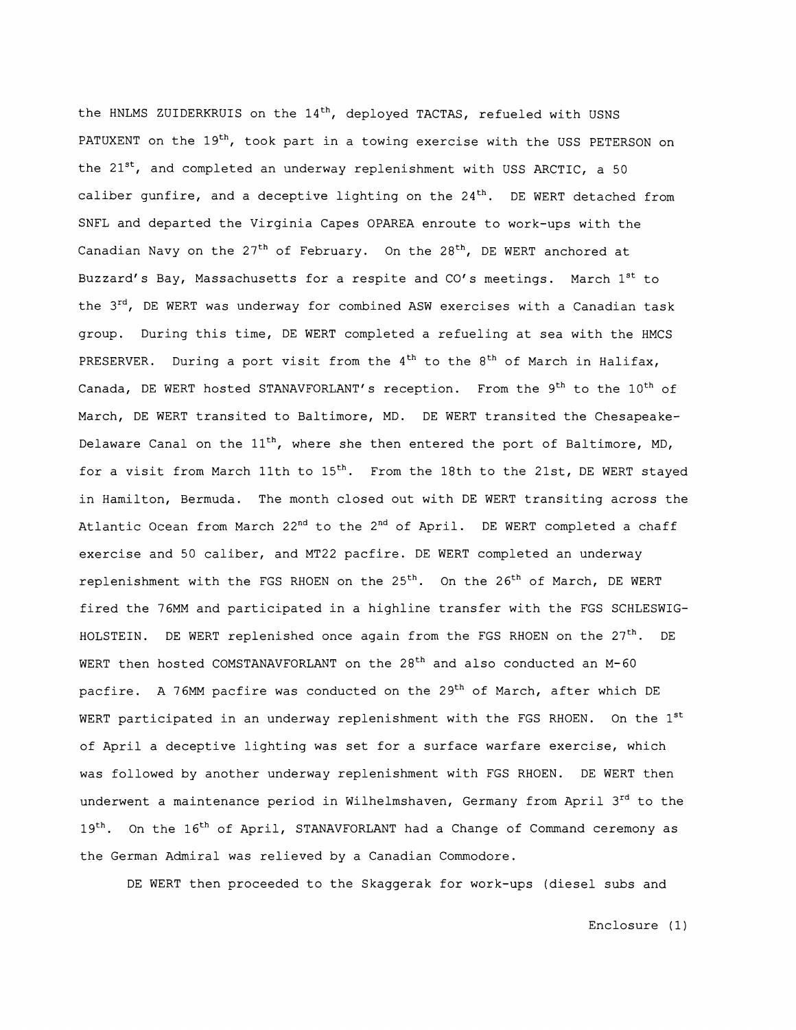the HNLMS ZUIDERKRUIS on the 14th, deployed TACTAS, refueled with USNS PATUXENT on the 19th, took part in a towing exercise with the USS PETERSON on the 21st, and completed an underway replenishment with USS ARCTIC, a 50 caliber gunfire, and a deceptive lighting on the 24th. DE WERT detached from SNFL and departed the Virginia Capes OPAREA enroute to work-ups with the Canadian Navy on the 27th of February. On the 28th, DE WERT anchored at Buzzard's Bay, Massachusetts for a respite and CO's meetings. March 1st to the 3rd, DE WERT was underway for combined ASW exercises with a Canadian task group. During this time, DE WERT completed a refueling at sea with the HMCS PRESERVER. During a port visit from the 4th to the 8th of March in Halifax, Canada, DE WERT hosted STANAVFORLANT's reception. From the 9th to the 10th of March, DE WERT transited to Baltimore, MD. DE WERT transited the Chesapeake-Delaware Canal on the 11th, where she then entered the port of Baltimore, MD, for a visit from March 11th to 15th. From the 18th to the 21st, DE WERT stayed in Hamilton, Bermuda. The month closed out with DE WERT transiting across the Atlantic Ocean from March 22nd to the 2nd of April. DE WERT completed a chaff exercise and 50 caliber, and MT22 pacfire. DE WERT completed an underway replenishment with the FGS RHOEN on the 25th. On the 26th of March, DE WERT fired the 76MM and participated in a highline transfer with the FGS SCHLESWIG-HOLSTEIN. DE WERT replenished once again from the FGS RHOEN on the 27th. DE WERT then hosted COMSTANAVFORLANT on the 28th and also conducted an M-60 pacfire. A 76MM pacfire was conducted on the 29th of March, after which DE WERT participated in an underway replenishment with the FGS RHOEN. On the 1st of April a deceptive lighting was set for a surface warfare exercise, which was followed by another underway replenishment with FGS RHOEN. DE WERT then underwent a maintenance period in Wilhelmshaven, Germany from April 3rd to the 19th. On the 16th of April, STANAVFORLANT had a Change of Command ceremony as the German Admiral was relieved by a Canadian Commodore.

DE WERT then proceeded to the Skaggerak for work-ups (diesel subs and

Enclosure (1)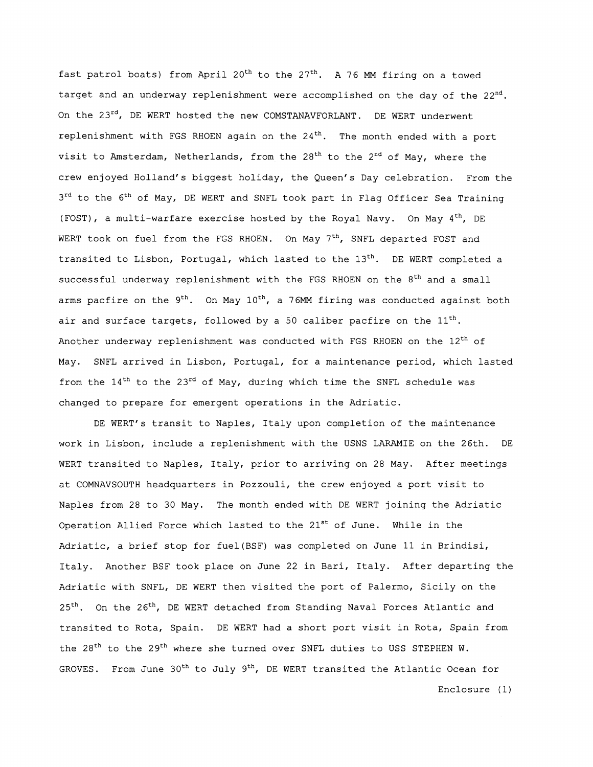fast patrol boats) from April 20th to the 27th. A 76 MM firing on a towed target and an underway replenishment were accomplished on the day of the 22nd. On the 23rd, DE WERT hosted the new COMSTANAVFORLANT. DE WERT underwent replenishment with FGS RHOEN again on the 24th. The month ended with a port visit to Amsterdam, Netherlands, from the 28th to the 2nd of May, where the crew enjoyed Holland's biggest holiday, the Queen's Day celebration. From the 3rd to the 6th of May, DE WERT and SNFL took part in Flag Officer Sea Training (FOST), a multi-warfare exercise hosted by the Royal Navy. On May 4th, DE WERT took on fuel from the FGS RHOEN. On May 7th, SNFL departed FOST and transited to Lisbon, Portugal, which lasted to the 13th. DE WERT completed a successful underway replenishment with the FGS RHOEN on the 8th and a small arms pacfire on the 9th. On May 10th, a 76MM firing was conducted against both air and surface targets, followed by a 50 caliber pacfire on the 11th. Another underway replenishment was conducted with FGS RHOEN on the 12th of May. SNFL arrived in Lisbon, Portugal, for a maintenance period, which lasted from the 14th to the 23rd of May, during which time the SNFL schedule was changed to prepare for emergent operations in the Adriatic.

DE WERT's transit to Naples, Italy upon completion of the maintenance work in Lisbon, include a replenishment with the USNS LARAMIE on the 26th. DE WERT transited to Naples, Italy, prior to arriving on 28 May. After meetings at COMNAVSOUTH headquarters in Pozzouli, the crew enjoyed a port visit to Naples from 28 to 30 May. The month ended with DE WERT joining the Adriatic Operation Allied Force which lasted to the 21st of June. While in the Adriatic, a brief stop for fuel(BSF) was completed on June 11 in Brindisi, Italy. Another BSF took place on June 22 in Bari, Italy. After departing the Adriatic with SNFL, DE WERT then visited the port of Palermo, Sicily on the 25th. On the 26th, DE WERT detached from Standing Naval Forces Atlantic and transited to Rota, Spain. DE WERT had a short port visit in Rota, Spain from the 28th to the 29th where she turned over SNFL duties to USS STEPHEN W. GROVES. From June 30th to July 9th, DE WERT transited the Atlantic Ocean for

Enclosure (1)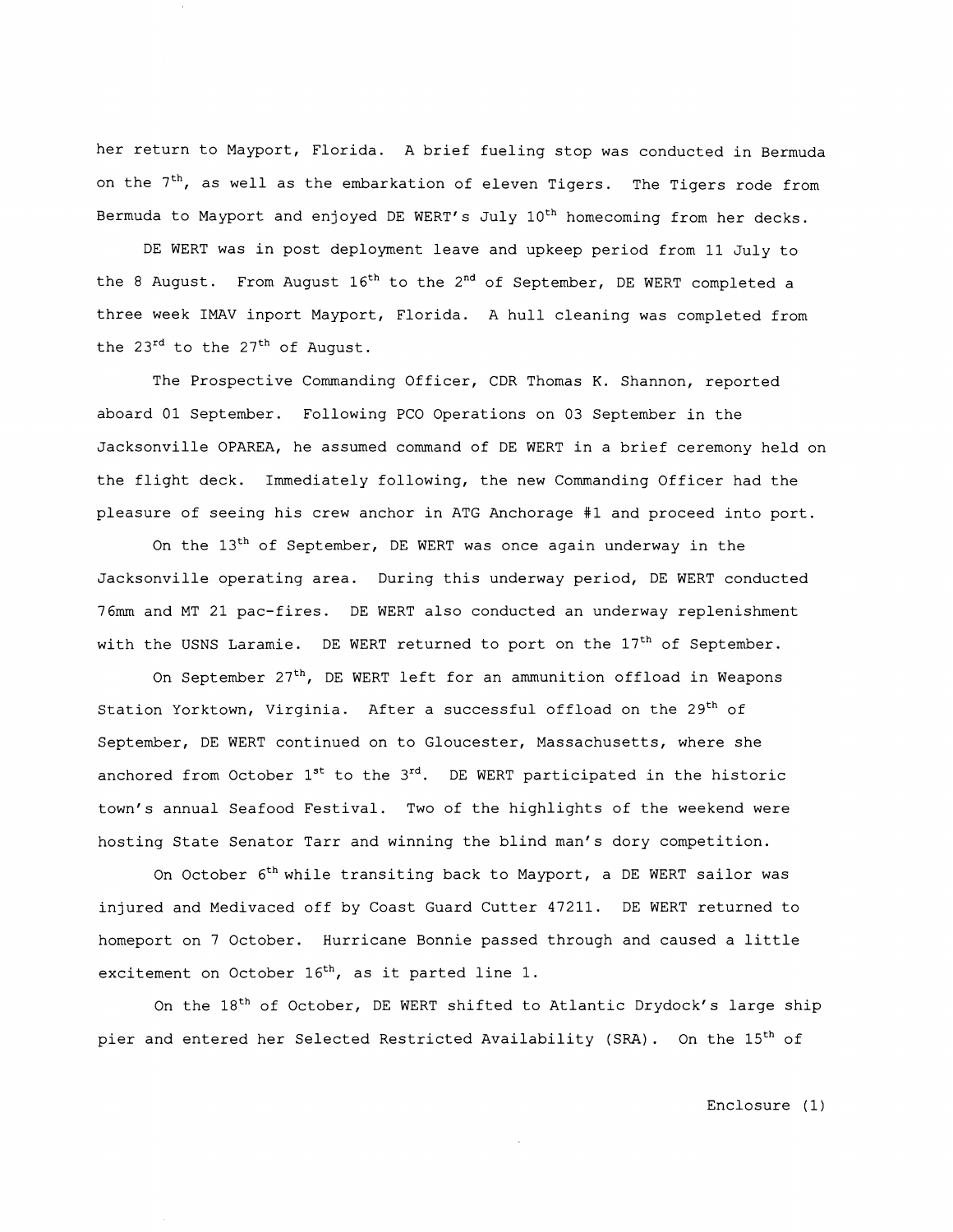her return to Mayport, Florida. A brief fueling stop was conducted in Bermuda on the 7th, as well as the embarkation of eleven Tigers. The Tigers rode from Bermuda to Mayport and enjoyed DE WERT's July 10th homecoming from her decks.

DE WERT was in post deployment leave and upkeep period from 11 July to the 8 August. From August 16th to the 2nd of September, DE WERT completed a three week IMAV inport Mayport, Florida. A hull cleaning was completed from the 23rd to the 27th of August.

The Prospective Commanding Officer, CDR Thomas K. Shannon, reported aboard 01 September. Following PCO Operations on 03 September in the Jacksonville OPAREA, he assumed command of DE WERT in a brief ceremony held on the flight deck. Immediately following, the new Commanding Officer had the pleasure of seeing his crew anchor in ATG Anchorage #1 and proceed into port.

On the 13th of September, DE WERT was once again underway in the Jacksonville operating area. During this underway period, DE WERT conducted 76mm and MT 21 pac-fires. DE WERT also conducted an underway replenishment with the USNS Laramie. DE WERT returned to port on the 17th of September.

On September 27th, DE WERT left for an ammunition offload in Weapons Station Yorktown, Virginia. After a successful offload on the 29th of September, DE WERT continued on to Gloucester, Massachusetts, where she anchored from October 1st to the 3rd. DE WERT participated in the historic town's annual Seafood Festival. Two of the highlights of the weekend were hosting State Senator Tarr and winning the blind man's dory competition.

On October 6th while transiting back to Mayport, a DE WERT sailor was injured and Medivaced off by Coast Guard Cutter 47211. DE WERT returned to homeport on 7 October. Hurricane Bonnie passed through and caused a little excitement on October 16th, as it parted line 1.

On the 18th of October, DE WERT shifted to Atlantic Drydock's large ship pier and entered her Selected Restricted Availability (SRA). On the 15th of

Enclosure (1)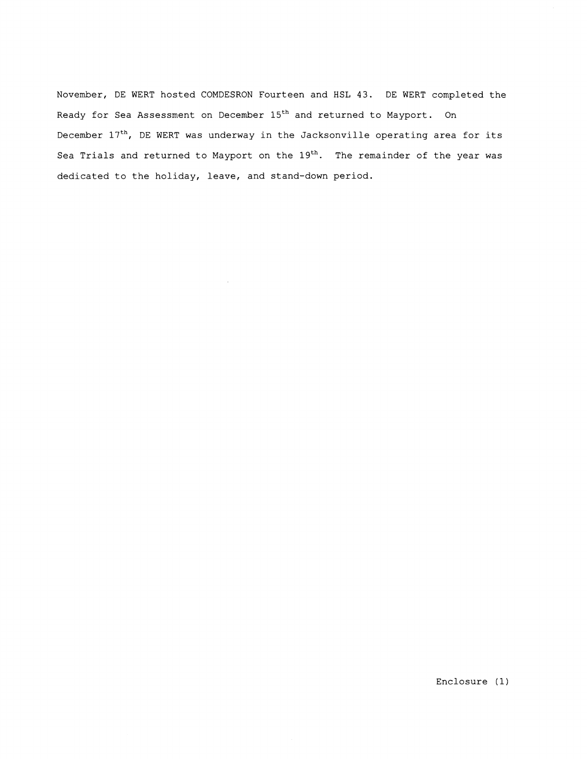November, DE WERT hosted COMDESRON Fourteen and HSL 43. DE WERT completed the Ready for Sea Assessment on December 15th and returned to Mayport. On December 17th, DE WERT was underway in the Jacksonville operating area for its Sea Trials and returned to Mayport on the 19th. The remainder of the year was dedicated to the holiday, leave, and stand-down period.

Enclosure (1)